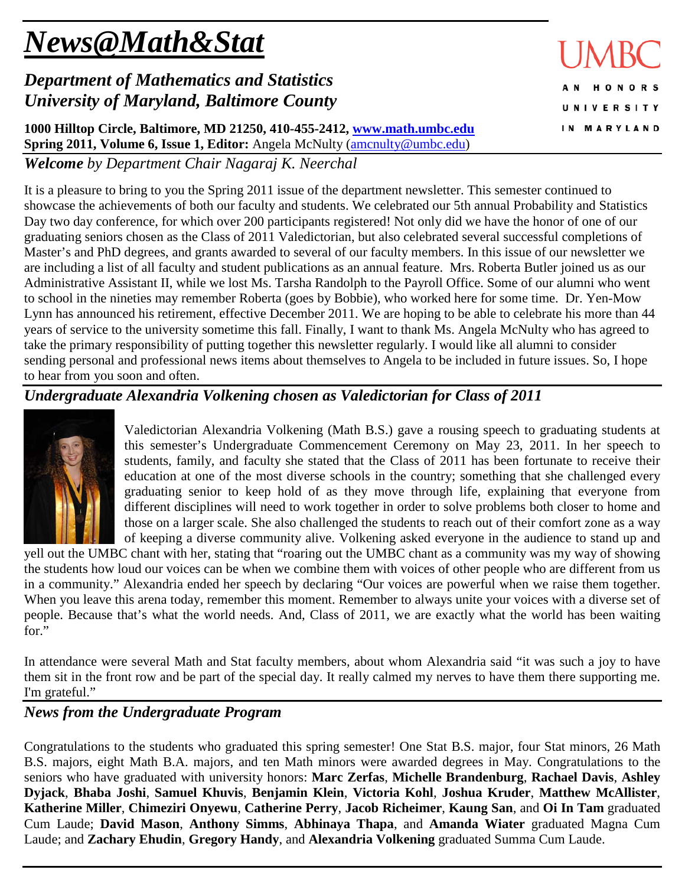# *News@Math&Stat*

## *Department of Mathematics and Statistics*
## *University of Maryland, Baltimore County*

UMBC
AN HONORS UNIVERSITY IN MARYLAND

**1000 Hilltop Circle, Baltimore, MD 21250, 410-455-2412, [www.math.umbc.edu](http://www.math.umbc.edu)**
**Spring 2011, Volume 6, Issue 1, Editor:** Angela McNulty (amcnulty@umbc.edu)

## *Welcome by Department Chair Nagaraj K. Neerchal*

It is a pleasure to bring to you the Spring 2011 issue of the department newsletter. This semester continued to showcase the achievements of both our faculty and students. We celebrated our 5th annual Probability and Statistics Day two day conference, for which over 200 participants registered! Not only did we have the honor of one of our graduating seniors chosen as the Class of 2011 Valedictorian, but also celebrated several successful completions of Master's and PhD degrees, and grants awarded to several of our faculty members. In this issue of our newsletter we are including a list of all faculty and student publications as an annual feature. Mrs. Roberta Butler joined us as our Administrative Assistant II, while we lost Ms. Tarsha Randolph to the Payroll Office. Some of our alumni who went to school in the nineties may remember Roberta (goes by Bobbie), who worked here for some time. Dr. Yen-Mow Lynn has announced his retirement, effective December 2011. We are hoping to be able to celebrate his more than 44 years of service to the university sometime this fall. Finally, I want to thank Ms. Angela McNulty who has agreed to take the primary responsibility of putting together this newsletter regularly. I would like all alumni to consider sending personal and professional news items about themselves to Angela to be included in future issues. So, I hope to hear from you soon and often.

## *Undergraduate Alexandria Volkening chosen as Valedictorian for Class of 2011*

Valedictorian Alexandria Volkening (Math B.S.) gave a rousing speech to graduating students at this semester's Undergraduate Commencement Ceremony on May 23, 2011. In her speech to students, family, and faculty she stated that the Class of 2011 has been fortunate to receive their education at one of the most diverse schools in the country; something that she challenged every graduating senior to keep hold of as they move through life, explaining that everyone from different disciplines will need to work together in order to solve problems both closer to home and those on a larger scale. She also challenged the students to reach out of their comfort zone as a way of keeping a diverse community alive. Volkening asked everyone in the audience to stand up and yell out the UMBC chant with her, stating that "roaring out the UMBC chant as a community was my way of showing the students how loud our voices can be when we combine them with voices of other people who are different from us in a community." Alexandria ended her speech by declaring "Our voices are powerful when we raise them together. When you leave this arena today, remember this moment. Remember to always unite your voices with a diverse set of people. Because that's what the world needs. And, Class of 2011, we are exactly what the world has been waiting for."

In attendance were several Math and Stat faculty members, about whom Alexandria said "it was such a joy to have them sit in the front row and be part of the special day. It really calmed my nerves to have them there supporting me. I'm grateful."

## *News from the Undergraduate Program*

Congratulations to the students who graduated this spring semester! One Stat B.S. major, four Stat minors, 26 Math B.S. majors, eight Math B.A. majors, and ten Math minors were awarded degrees in May. Congratulations to the seniors who have graduated with university honors: **Marc Zerfas**, **Michelle Brandenburg**, **Rachael Davis**, **Ashley Dyjack**, **Bhaba Joshi**, **Samuel Khuvis**, **Benjamin Klein**, **Victoria Kohl**, **Joshua Kruder**, **Matthew McAllister**, **Katherine Miller**, **Chimeziri Onyewu**, **Catherine Perry**, **Jacob Richeimer**, **Kaung San**, and **Oi In Tam** graduated Cum Laude; **David Mason**, **Anthony Simms**, **Abhinaya Thapa**, and **Amanda Wiater** graduated Magna Cum Laude; and **Zachary Ehudin**, **Gregory Handy**, and **Alexandria Volkening** graduated Summa Cum Laude.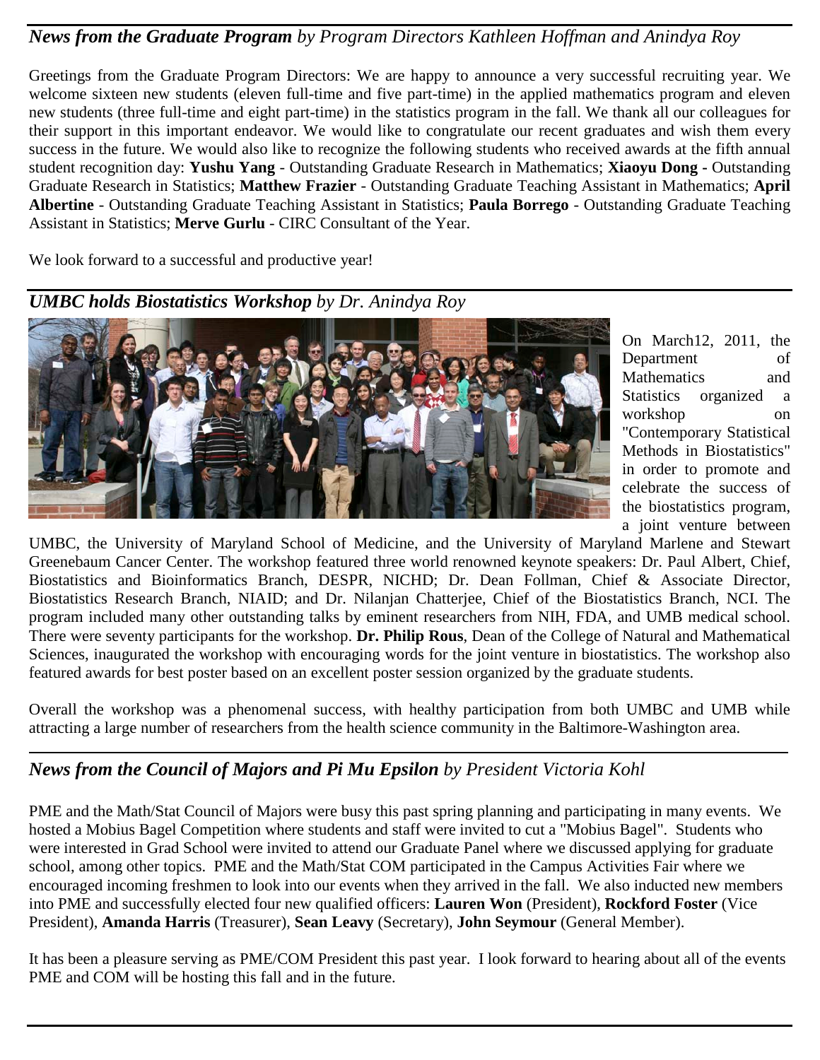## *News from the Graduate Program* *by Program Directors Kathleen Hoffman and Anindya Roy*

Greetings from the Graduate Program Directors: We are happy to announce a very successful recruiting year. We welcome sixteen new students (eleven full-time and five part-time) in the applied mathematics program and eleven new students (three full-time and eight part-time) in the statistics program in the fall. We thank all our colleagues for their support in this important endeavor. We would like to congratulate our recent graduates and wish them every success in the future. We would also like to recognize the following students who received awards at the fifth annual student recognition day: **Yushu Yang** - Outstanding Graduate Research in Mathematics; **Xiaoyu Dong** - Outstanding Graduate Research in Statistics; **Matthew Frazier** - Outstanding Graduate Teaching Assistant in Mathematics; **April Albertine** - Outstanding Graduate Teaching Assistant in Statistics; **Paula Borrego** - Outstanding Graduate Teaching Assistant in Statistics; **Merve Gurlu** - CIRC Consultant of the Year.

We look forward to a successful and productive year!

## *UMBC holds Biostatistics Workshop* *by Dr. Anindya Roy*

On March12, 2011, the Department of Mathematics and Statistics organized a workshop on "Contemporary Statistical Methods in Biostatistics" in order to promote and celebrate the success of the biostatistics program, a joint venture between UMBC, the University of Maryland School of Medicine, and the University of Maryland Marlene and Stewart Greenebaum Cancer Center. The workshop featured three world renowned keynote speakers: Dr. Paul Albert, Chief, Biostatistics and Bioinformatics Branch, DESPR, NICHD; Dr. Dean Follman, Chief & Associate Director, Biostatistics Research Branch, NIAID; and Dr. Nilanjan Chatterjee, Chief of the Biostatistics Branch, NCI. The program included many other outstanding talks by eminent researchers from NIH, FDA, and UMB medical school. There were seventy participants for the workshop. **Dr. Philip Rous**, Dean of the College of Natural and Mathematical Sciences, inaugurated the workshop with encouraging words for the joint venture in biostatistics. The workshop also featured awards for best poster based on an excellent poster session organized by the graduate students.

Overall the workshop was a phenomenal success, with healthy participation from both UMBC and UMB while attracting a large number of researchers from the health science community in the Baltimore-Washington area.

## *News from the Council of Majors and Pi Mu Epsilon* *by President Victoria Kohl*

PME and the Math/Stat Council of Majors were busy this past spring planning and participating in many events. We hosted a Mobius Bagel Competition where students and staff were invited to cut a "Mobius Bagel". Students who were interested in Grad School were invited to attend our Graduate Panel where we discussed applying for graduate school, among other topics. PME and the Math/Stat COM participated in the Campus Activities Fair where we encouraged incoming freshmen to look into our events when they arrived in the fall. We also inducted new members into PME and successfully elected four new qualified officers: **Lauren Won** (President), **Rockford Foster** (Vice President), **Amanda Harris** (Treasurer), **Sean Leavy** (Secretary), **John Seymour** (General Member).

It has been a pleasure serving as PME/COM President this past year. I look forward to hearing about all of the events PME and COM will be hosting this fall and in the future.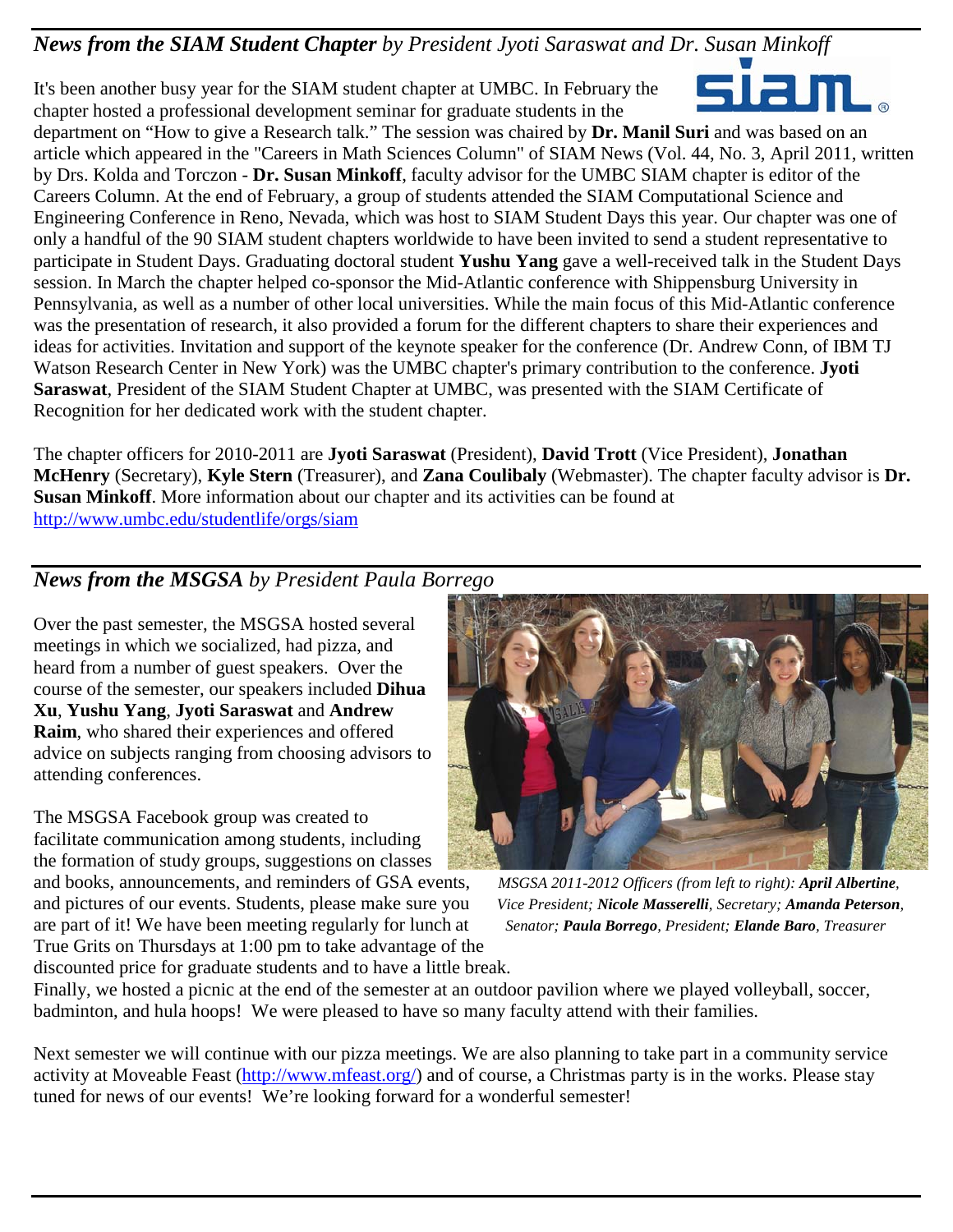## *News from the SIAM Student Chapter* *by President Jyoti Saraswat and Dr. Susan Minkoff*

It's been another busy year for the SIAM student chapter at UMBC. In February the chapter hosted a professional development seminar for graduate students in the department on "How to give a Research talk." The session was chaired by **Dr. Manil Suri** and was based on an article which appeared in the "Careers in Math Sciences Column" of SIAM News (Vol. 44, No. 3, April 2011, written by Drs. Kolda and Torczon - **Dr. Susan Minkoff**, faculty advisor for the UMBC SIAM chapter is editor of the Careers Column. At the end of February, a group of students attended the SIAM Computational Science and Engineering Conference in Reno, Nevada, which was host to SIAM Student Days this year. Our chapter was one of only a handful of the 90 SIAM student chapters worldwide to have been invited to send a student representative to participate in Student Days. Graduating doctoral student **Yushu Yang** gave a well-received talk in the Student Days session. In March the chapter helped co-sponsor the Mid-Atlantic conference with Shippensburg University in Pennsylvania, as well as a number of other local universities. While the main focus of this Mid-Atlantic conference was the presentation of research, it also provided a forum for the different chapters to share their experiences and ideas for activities. Invitation and support of the keynote speaker for the conference (Dr. Andrew Conn, of IBM TJ Watson Research Center in New York) was the UMBC chapter's primary contribution to the conference. **Jyoti Saraswat**, President of the SIAM Student Chapter at UMBC, was presented with the SIAM Certificate of Recognition for her dedicated work with the student chapter.

The chapter officers for 2010-2011 are **Jyoti Saraswat** (President), **David Trott** (Vice President), **Jonathan McHenry** (Secretary), **Kyle Stern** (Treasurer), and **Zana Coulibaly** (Webmaster). The chapter faculty advisor is **Dr. Susan Minkoff**. More information about our chapter and its activities can be found at http://www.umbc.edu/studentlife/orgs/siam

## *News from the MSGSA* *by President Paula Borrego*

Over the past semester, the MSGSA hosted several meetings in which we socialized, had pizza, and heard from a number of guest speakers. Over the course of the semester, our speakers included **Dihua Xu**, **Yushu Yang**, **Jyoti Saraswat** and **Andrew Raim**, who shared their experiences and offered advice on subjects ranging from choosing advisors to attending conferences.

The MSGSA Facebook group was created to facilitate communication among students, including the formation of study groups, suggestions on classes and books, announcements, and reminders of GSA events, and pictures of our events. Students, please make sure you are part of it! We have been meeting regularly for lunch at True Grits on Thursdays at 1:00 pm to take advantage of the discounted price for graduate students and to have a little break.

*MSGSA 2011-2012 Officers (from left to right): **April Albertine**, Vice President; **Nicole Masserelli**, Secretary; **Amanda Peterson**, Senator; **Paula Borrego**, President; **Elande Baro**, Treasurer*

Finally, we hosted a picnic at the end of the semester at an outdoor pavilion where we played volleyball, soccer, badminton, and hula hoops! We were pleased to have so many faculty attend with their families.

Next semester we will continue with our pizza meetings. We are also planning to take part in a community service activity at Moveable Feast (http://www.mfeast.org/) and of course, a Christmas party is in the works. Please stay tuned for news of our events! We're looking forward for a wonderful semester!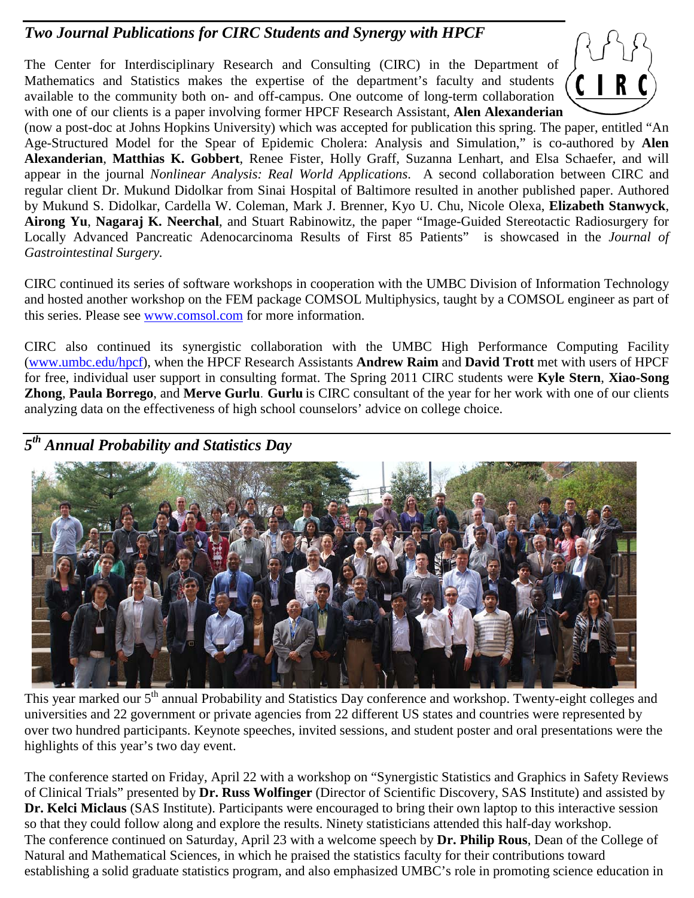## *Two Journal Publications for CIRC Students and Synergy with HPCF*

The Center for Interdisciplinary Research and Consulting (CIRC) in the Department of Mathematics and Statistics makes the expertise of the department's faculty and students available to the community both on- and off-campus. One outcome of long-term collaboration with one of our clients is a paper involving former HPCF Research Assistant, **Alen Alexanderian** (now a post-doc at Johns Hopkins University) which was accepted for publication this spring. The paper, entitled "An Age-Structured Model for the Spear of Epidemic Cholera: Analysis and Simulation," is co-authored by **Alen Alexanderian**, **Matthias K. Gobbert**, Renee Fister, Holly Graff, Suzanna Lenhart, and Elsa Schaefer, and will appear in the journal *Nonlinear Analysis: Real World Applications*. A second collaboration between CIRC and regular client Dr. Mukund Didolkar from Sinai Hospital of Baltimore resulted in another published paper. Authored by Mukund S. Didolkar, Cardella W. Coleman, Mark J. Brenner, Kyo U. Chu, Nicole Olexa, **Elizabeth Stanwyck**, **Airong Yu**, **Nagaraj K. Neerchal**, and Stuart Rabinowitz, the paper "Image-Guided Stereotactic Radiosurgery for Locally Advanced Pancreatic Adenocarcinoma Results of First 85 Patients" is showcased in the *Journal of Gastrointestinal Surgery.*

CIRC continued its series of software workshops in cooperation with the UMBC Division of Information Technology and hosted another workshop on the FEM package COMSOL Multiphysics, taught by a COMSOL engineer as part of this series. Please see www.comsol.com for more information.

CIRC also continued its synergistic collaboration with the UMBC High Performance Computing Facility (www.umbc.edu/hpcf), when the HPCF Research Assistants **Andrew Raim** and **David Trott** met with users of HPCF for free, individual user support in consulting format. The Spring 2011 CIRC students were **Kyle Stern**, **Xiao-Song Zhong**, **Paula Borrego**, and **Merve Gurlu**. **Gurlu** is CIRC consultant of the year for her work with one of our clients analyzing data on the effectiveness of high school counselors' advice on college choice.

## *5th Annual Probability and Statistics Day*

This year marked our 5th annual Probability and Statistics Day conference and workshop. Twenty-eight colleges and universities and 22 government or private agencies from 22 different US states and countries were represented by over two hundred participants. Keynote speeches, invited sessions, and student poster and oral presentations were the highlights of this year's two day event.

The conference started on Friday, April 22 with a workshop on "Synergistic Statistics and Graphics in Safety Reviews of Clinical Trials" presented by **Dr. Russ Wolfinger** (Director of Scientific Discovery, SAS Institute) and assisted by **Dr. Kelci Miclaus** (SAS Institute). Participants were encouraged to bring their own laptop to this interactive session so that they could follow along and explore the results. Ninety statisticians attended this half-day workshop.
The conference continued on Saturday, April 23 with a welcome speech by **Dr. Philip Rous**, Dean of the College of Natural and Mathematical Sciences, in which he praised the statistics faculty for their contributions toward establishing a solid graduate statistics program, and also emphasized UMBC's role in promoting science education in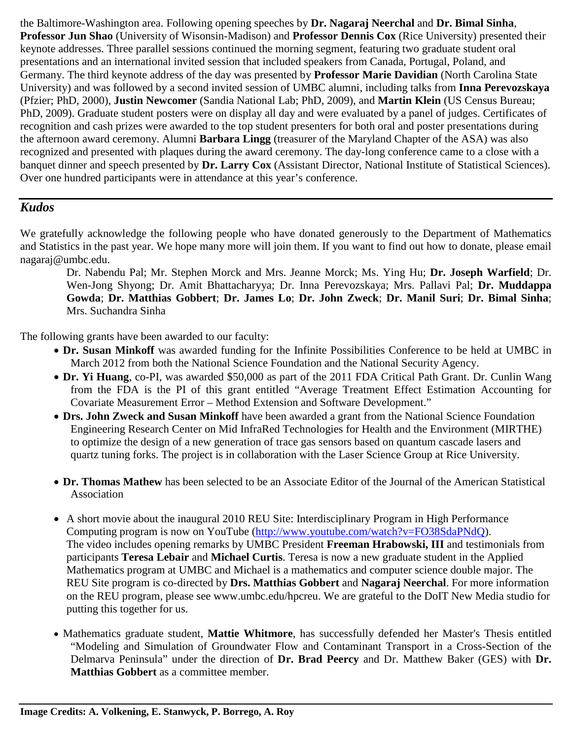the Baltimore-Washington area. Following opening speeches by **Dr. Nagaraj Neerchal** and **Dr. Bimal Sinha**, **Professor Jun Shao** (University of Wisonsin-Madison) and **Professor Dennis Cox** (Rice University) presented their keynote addresses. Three parallel sessions continued the morning segment, featuring two graduate student oral presentations and an international invited session that included speakers from Canada, Portugal, Poland, and Germany. The third keynote address of the day was presented by **Professor Marie Davidian** (North Carolina State University) and was followed by a second invited session of UMBC alumni, including talks from **Inna Perevozskaya** (Pfzier; PhD, 2000), **Justin Newcomer** (Sandia National Lab; PhD, 2009), and **Martin Klein** (US Census Bureau; PhD, 2009). Graduate student posters were on display all day and were evaluated by a panel of judges. Certificates of recognition and cash prizes were awarded to the top student presenters for both oral and poster presentations during the afternoon award ceremony. Alumni **Barbara Lingg** (treasurer of the Maryland Chapter of the ASA) was also recognized and presented with plaques during the award ceremony. The day-long conference came to a close with a banquet dinner and speech presented by **Dr. Larry Cox** (Assistant Director, National Institute of Statistical Sciences). Over one hundred participants were in attendance at this year's conference.

## *Kudos*

We gratefully acknowledge the following people who have donated generously to the Department of Mathematics and Statistics in the past year. We hope many more will join them. If you want to find out how to donate, please email nagaraj@umbc.edu.

> Dr. Nabendu Pal; Mr. Stephen Morck and Mrs. Jeanne Morck; Ms. Ying Hu; **Dr. Joseph Warfield**; Dr. Wen-Jong Shyong; Dr. Amit Bhattacharyya; Dr. Inna Perevozskaya; Mrs. Pallavi Pal; **Dr. Muddappa Gowda**; **Dr. Matthias Gobbert**; **Dr. James Lo**; **Dr. John Zweck**; **Dr. Manil Suri**; **Dr. Bimal Sinha**; Mrs. Suchandra Sinha

The following grants have been awarded to our faculty:

- **Dr. Susan Minkoff** was awarded funding for the Infinite Possibilities Conference to be held at UMBC in March 2012 from both the National Science Foundation and the National Security Agency.
- **Dr. Yi Huang**, co-PI, was awarded $50,000 as part of the 2011 FDA Critical Path Grant. Dr. Cunlin Wang from the FDA is the PI of this grant entitled "Average Treatment Effect Estimation Accounting for Covariate Measurement Error – Method Extension and Software Development."
- **Drs. John Zweck and Susan Minkoff** have been awarded a grant from the National Science Foundation Engineering Research Center on Mid InfraRed Technologies for Health and the Environment (MIRTHE) to optimize the design of a new generation of trace gas sensors based on quantum cascade lasers and quartz tuning forks. The project is in collaboration with the Laser Science Group at Rice University.
- **Dr. Thomas Mathew** has been selected to be an Associate Editor of the Journal of the American Statistical Association
- A short movie about the inaugural 2010 REU Site: Interdisciplinary Program in High Performance Computing program is now on YouTube (http://www.youtube.com/watch?v=FO38SdaPNdQ). The video includes opening remarks by UMBC President **Freeman Hrabowski, III** and testimonials from participants **Teresa Lebair** and **Michael Curtis**. Teresa is now a new graduate student in the Applied Mathematics program at UMBC and Michael is a mathematics and computer science double major. The REU Site program is co-directed by **Drs. Matthias Gobbert** and **Nagaraj Neerchal**. For more information on the REU program, please see www.umbc.edu/hpcreu. We are grateful to the DoIT New Media studio for putting this together for us.
- Mathematics graduate student, **Mattie Whitmore**, has successfully defended her Master's Thesis entitled "Modeling and Simulation of Groundwater Flow and Contaminant Transport in a Cross-Section of the Delmarva Peninsula" under the direction of **Dr. Brad Peercy** and Dr. Matthew Baker (GES) with **Dr. Matthias Gobbert** as a committee member.

**Image Credits: A. Volkening, E. Stanwyck, P. Borrego, A. Roy**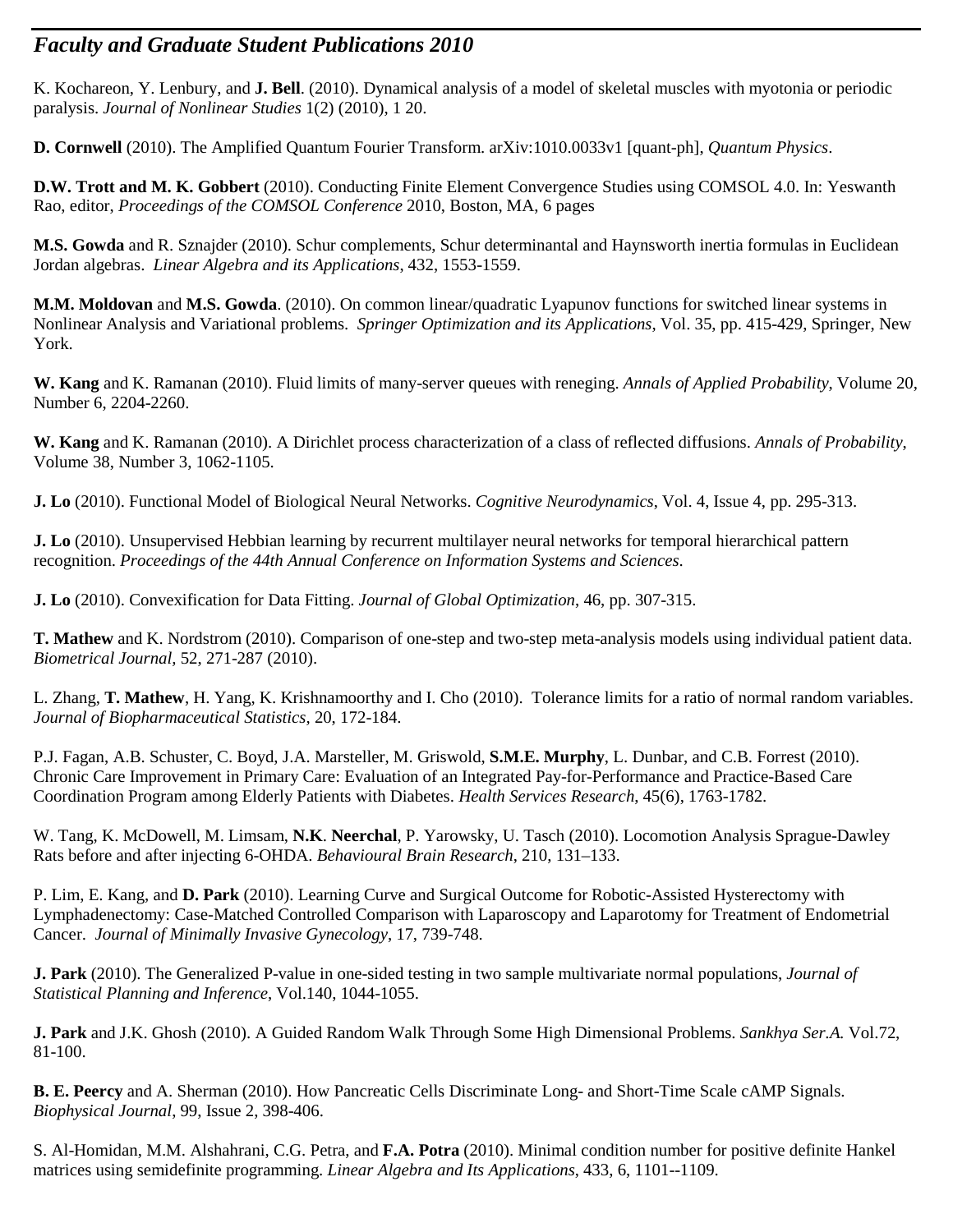## *Faculty and Graduate Student Publications 2010*

K. Kochareon, Y. Lenbury, and **J. Bell**. (2010). Dynamical analysis of a model of skeletal muscles with myotonia or periodic paralysis. *Journal of Nonlinear Studies* 1(2) (2010), 1 20.

**D. Cornwell** (2010). The Amplified Quantum Fourier Transform. arXiv:1010.0033v1 [quant-ph], *Quantum Physics*.

**D.W. Trott and M. K. Gobbert** (2010). Conducting Finite Element Convergence Studies using COMSOL 4.0. In: Yeswanth Rao, editor, *Proceedings of the COMSOL Conference* 2010, Boston, MA, 6 pages

**M.S. Gowda** and R. Sznajder (2010). Schur complements, Schur determinantal and Haynsworth inertia formulas in Euclidean Jordan algebras. *Linear Algebra and its Applications*, 432, 1553-1559.

**M.M. Moldovan** and **M.S. Gowda**. (2010). On common linear/quadratic Lyapunov functions for switched linear systems in Nonlinear Analysis and Variational problems. *Springer Optimization and its Applications*, Vol. 35, pp. 415-429, Springer, New York.

**W. Kang** and K. Ramanan (2010). Fluid limits of many-server queues with reneging. *Annals of Applied Probability*, Volume 20, Number 6, 2204-2260.

**W. Kang** and K. Ramanan (2010). A Dirichlet process characterization of a class of reflected diffusions. *Annals of Probability,* Volume 38, Number 3, 1062-1105.

**J. Lo** (2010). Functional Model of Biological Neural Networks. *Cognitive Neurodynamics*, Vol. 4, Issue 4, pp. 295-313.

**J. Lo** (2010). Unsupervised Hebbian learning by recurrent multilayer neural networks for temporal hierarchical pattern recognition. *Proceedings of the 44th Annual Conference on Information Systems and Sciences*.

**J. Lo** (2010). Convexification for Data Fitting. *Journal of Global Optimization*, 46, pp. 307-315.

**T. Mathew** and K. Nordstrom (2010). Comparison of one-step and two-step meta-analysis models using individual patient data. *Biometrical Journal,* 52, 271-287 (2010).

L. Zhang, **T. Mathew**, H. Yang, K. Krishnamoorthy and I. Cho (2010). Tolerance limits for a ratio of normal random variables. *Journal of Biopharmaceutical Statistics,* 20, 172-184.

P.J. Fagan, A.B. Schuster, C. Boyd, J.A. Marsteller, M. Griswold, **S.M.E. Murphy**, L. Dunbar, and C.B. Forrest (2010). Chronic Care Improvement in Primary Care: Evaluation of an Integrated Pay-for-Performance and Practice-Based Care Coordination Program among Elderly Patients with Diabetes. *Health Services Research*, 45(6), 1763-1782.

W. Tang, K. McDowell, M. Limsam, **N.K**. **Neerchal**, P. Yarowsky, U. Tasch (2010). Locomotion Analysis Sprague-Dawley Rats before and after injecting 6-OHDA. *Behavioural Brain Research*, 210, 131–133.

P. Lim, E. Kang, and **D. Park** (2010). Learning Curve and Surgical Outcome for Robotic-Assisted Hysterectomy with Lymphadenectomy: Case-Matched Controlled Comparison with Laparoscopy and Laparotomy for Treatment of Endometrial Cancer. *Journal of Minimally Invasive Gynecology*, 17, 739-748.

**J. Park** (2010). The Generalized P-value in one-sided testing in two sample multivariate normal populations, *Journal of Statistical Planning and Inference*, Vol.140, 1044-1055.

**J. Park** and J.K. Ghosh (2010). A Guided Random Walk Through Some High Dimensional Problems. *Sankhya Ser.A.* Vol.72, 81-100.

**B. E. Peercy** and A. Sherman (2010). How Pancreatic Cells Discriminate Long- and Short-Time Scale cAMP Signals. *Biophysical Journal*, 99, Issue 2, 398-406.

S. Al-Homidan, M.M. Alshahrani, C.G. Petra, and **F.A. Potra** (2010). Minimal condition number for positive definite Hankel matrices using semidefinite programming. *Linear Algebra and Its Applications*, 433, 6, 1101--1109.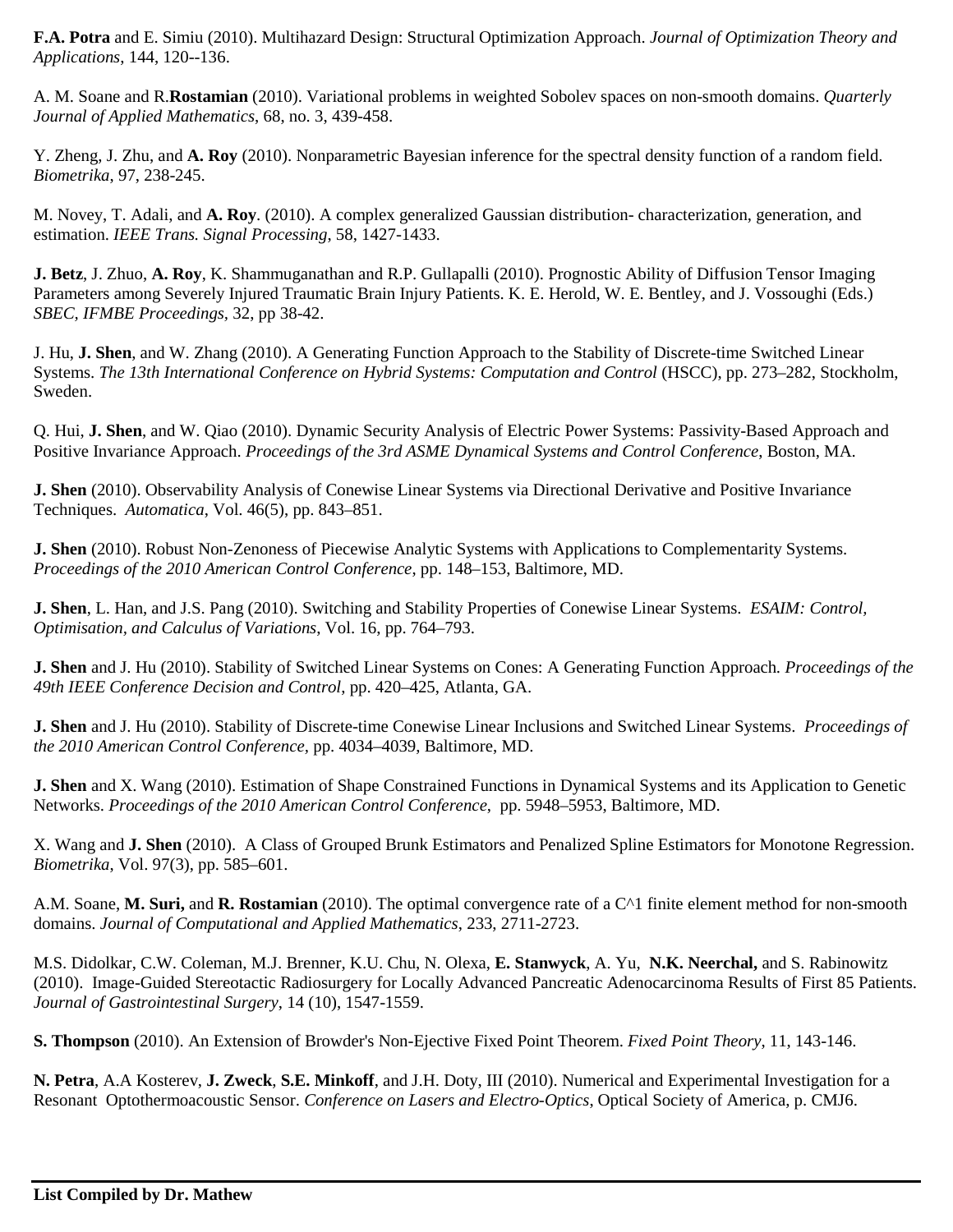**F.A. Potra** and E. Simiu (2010). Multihazard Design: Structural Optimization Approach. *Journal of Optimization Theory and Applications*, 144, 120--136.

A. M. Soane and R.**Rostamian** (2010). Variational problems in weighted Sobolev spaces on non-smooth domains. *Quarterly Journal of Applied Mathematics*, 68, no. 3, 439-458.

Y. Zheng, J. Zhu, and **A. Roy** (2010). Nonparametric Bayesian inference for the spectral density function of a random field. *Biometrika*, 97, 238-245.

M. Novey, T. Adali, and **A. Roy**. (2010). A complex generalized Gaussian distribution- characterization, generation, and estimation. *IEEE Trans. Signal Processing*, 58, 1427-1433.

**J. Betz**, J. Zhuo, **A. Roy**, K. Shammuganathan and R.P. Gullapalli (2010). Prognostic Ability of Diffusion Tensor Imaging Parameters among Severely Injured Traumatic Brain Injury Patients. K. E. Herold, W. E. Bentley, and J. Vossoughi (Eds.) *SBEC, IFMBE Proceedings*, 32, pp 38-42.

J. Hu, **J. Shen**, and W. Zhang (2010). A Generating Function Approach to the Stability of Discrete-time Switched Linear Systems. *The 13th International Conference on Hybrid Systems: Computation and Control* (HSCC), pp. 273–282, Stockholm, Sweden.

Q. Hui, **J. Shen**, and W. Qiao (2010). Dynamic Security Analysis of Electric Power Systems: Passivity-Based Approach and Positive Invariance Approach. *Proceedings of the 3rd ASME Dynamical Systems and Control Conference*, Boston, MA.

**J. Shen** (2010). Observability Analysis of Conewise Linear Systems via Directional Derivative and Positive Invariance Techniques. *Automatica*, Vol. 46(5), pp. 843–851.

**J. Shen** (2010). Robust Non-Zenoness of Piecewise Analytic Systems with Applications to Complementarity Systems. *Proceedings of the 2010 American Control Conference*, pp. 148–153, Baltimore, MD.

**J. Shen**, L. Han, and J.S. Pang (2010). Switching and Stability Properties of Conewise Linear Systems. *ESAIM: Control, Optimisation, and Calculus of Variations*, Vol. 16, pp. 764–793.

**J. Shen** and J. Hu (2010). Stability of Switched Linear Systems on Cones: A Generating Function Approach. *Proceedings of the 49th IEEE Conference Decision and Control*, pp. 420–425, Atlanta, GA.

**J. Shen** and J. Hu (2010). Stability of Discrete-time Conewise Linear Inclusions and Switched Linear Systems. *Proceedings of the 2010 American Control Conference*, pp. 4034–4039, Baltimore, MD.

**J. Shen** and X. Wang (2010). Estimation of Shape Constrained Functions in Dynamical Systems and its Application to Genetic Networks. *Proceedings of the 2010 American Control Conference*, pp. 5948–5953, Baltimore, MD.

X. Wang and **J. Shen** (2010). A Class of Grouped Brunk Estimators and Penalized Spline Estimators for Monotone Regression. *Biometrika*, Vol. 97(3), pp. 585–601.

A.M. Soane, **M. Suri,** and **R. Rostamian** (2010). The optimal convergence rate of a C^1 finite element method for non-smooth domains. *Journal of Computational and Applied Mathematics*, 233, 2711-2723.

M.S. Didolkar, C.W. Coleman, M.J. Brenner, K.U. Chu, N. Olexa, **E. Stanwyck**, A. Yu, **N.K. Neerchal,** and S. Rabinowitz (2010). Image-Guided Stereotactic Radiosurgery for Locally Advanced Pancreatic Adenocarcinoma Results of First 85 Patients. *Journal of Gastrointestinal Surgery*, 14 (10), 1547-1559.

**S. Thompson** (2010). An Extension of Browder's Non-Ejective Fixed Point Theorem. *Fixed Point Theory*, 11, 143-146.

**N. Petra**, A.A Kosterev, **J. Zweck**, **S.E. Minkoff**, and J.H. Doty, III (2010). Numerical and Experimental Investigation for a Resonant Optothermoacoustic Sensor. *Conference on Lasers and Electro-Optics*, Optical Society of America, p. CMJ6.

**List Compiled by Dr. Mathew**